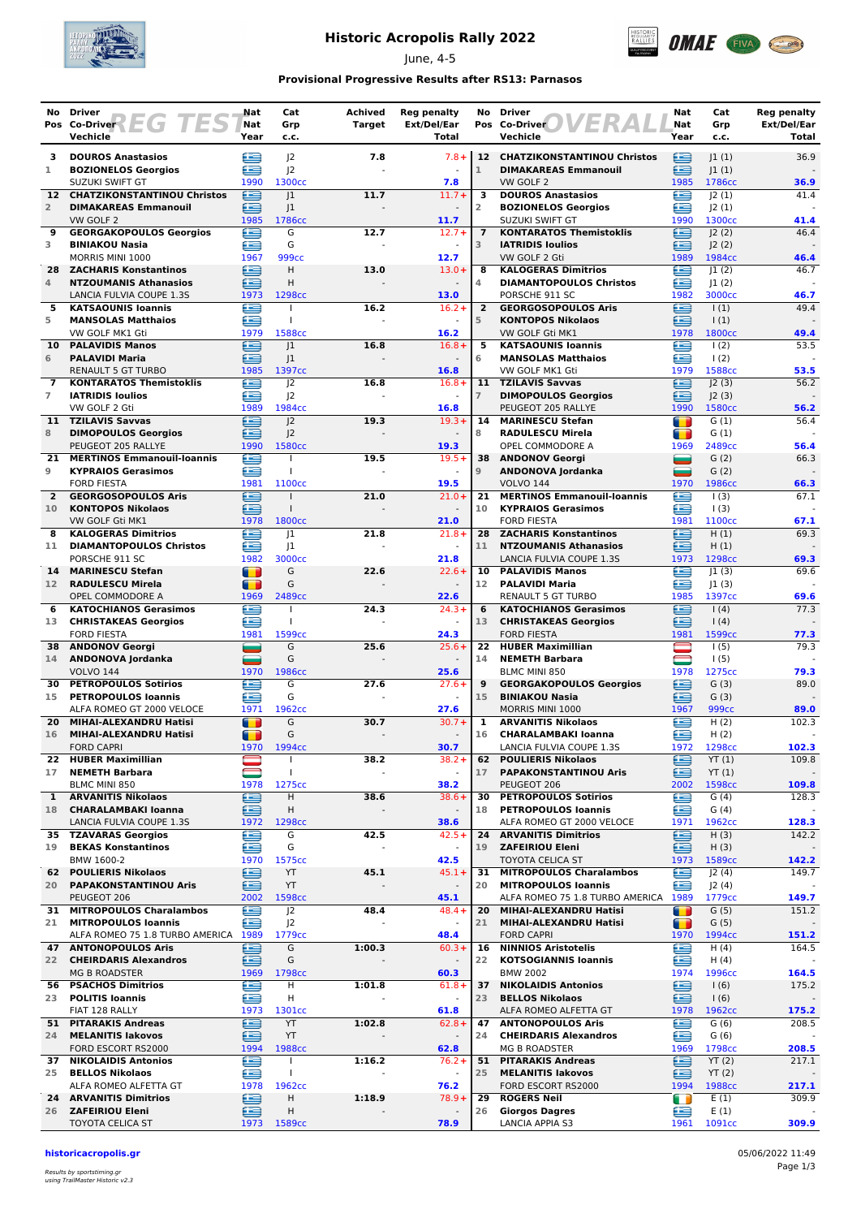# Historic Acropolis Rally 2022

June, 4-5

### Provisional Progressive Results after RS13: Parnasos

## REG TEST

| No Pos | Driver / Co-Driver / Vechicle | Nat / Nat / Year | Cat / Grp / c.c. | Achived Target | Reg penalty Ext/Del/Ear Total |
|---|---|---|---|---|---|
| 3 / 1 | DOUROS Anastasios / BOZIONELOS Georgios / SUZUKI SWIFT GT | GR / GR / 1990 | J2 / J2 / 1300cc | 7.8 | 7.8+ / - / 7.8 |
| 12 / 2 | CHATZIKONSTANTINOU Christos / DIMAKAREAS Emmanouil / VW GOLF 2 | GR / GR / 1985 | J1 / J1 / 1786cc | 11.7 | 11.7+ / - / 11.7 |
| 9 / 3 | GEORGAKOPOULOS Georgios / BINIAKOU Nasia / MORRIS MINI 1000 | GR / GR / 1967 | G / G / 999cc | 12.7 | 12.7+ / - / 12.7 |
| 28 / 4 | ZACHARIS Konstantinos / NTZOUMANIS Athanasios / LANCIA FULVIA COUPE 1.3S | GR / GR / 1973 | H / H / 1298cc | 13.0 | 13.0+ / - / 13.0 |
| 5 / 5 | KATSAOUNIS Ioannis / MANSOLAS Matthaios / VW GOLF MK1 Gti | GR / GR / 1979 | I / I / 1588cc | 16.2 | 16.2+ / - / 16.2 |
| 10 / 6 | PALAVIDIS Manos / PALAVIDI Maria / RENAULT 5 GT TURBO | GR / GR / 1985 | J1 / J1 / 1397cc | 16.8 | 16.8+ / - / 16.8 |
| 7 / 7 | KONTARATOS Themistoklis / IATRIDIS Ioulios / VW GOLF 2 Gti | GR / GR / 1989 | J2 / J2 / 1984cc | 16.8 | 16.8+ / - / 16.8 |
| 11 / 8 | TZILAVIS Savvas / DIMOPOULOS Georgios / PEUGEOT 205 RALLYE | GR / GR / 1990 | J2 / J2 / 1580cc | 19.3 | 19.3+ / - / 19.3 |
| 21 / 9 | MERTINOS Emmanouil-Ioannis / KYPRAIOS Gerasimos / FORD FIESTA | GR / GR / 1981 | I / I / 1100cc | 19.5 | 19.5+ / - / 19.5 |
| 2 / 10 | GEORGOSOPOULOS Aris / KONTOPOS Nikolaos / VW GOLF Gti MK1 | GR / GR / 1978 | I / I / 1800cc | 21.0 | 21.0+ / - / 21.0 |
| 8 / 11 | KALOGERAS Dimitrios / DIAMANTOPOULOS Christos / PORSCHE 911 SC | GR / GR / 1982 | J1 / J1 / 3000cc | 21.8 | 21.8+ / - / 21.8 |
| 14 / 12 | MARINESCU Stefan / RADULESCU Mirela / OPEL COMMODORE A | RO / RO / 1969 | G / G / 2489cc | 22.6 | 22.6+ / - / 22.6 |
| 6 / 13 | KATOCHIANOS Gerasimos / CHRISTAKEAS Georgios / FORD FIESTA | GR / GR / 1981 | I / I / 1599cc | 24.3 | 24.3+ / - / 24.3 |
| 38 / 14 | ANDONOV Georgi / ANDONOVA Jordanka / VOLVO 144 | BG / BG / 1970 | G / G / 1986cc | 25.6 | 25.6+ / - / 25.6 |
| 30 / 15 | PETROPOULOS Sotirios / PETROPOULOS Ioannis / ALFA ROMEO GT 2000 VELOCE | GR / GR / 1971 | G / G / 1962cc | 27.6 | 27.6+ / - / 27.6 |
| 20 / 16 | MIHAI-ALEXANDRU Hatisi / MIHAI-ALEXANDRU Hatisi / FORD CAPRI | RO / RO / 1970 | G / G / 1994cc | 30.7 | 30.7+ / - / 30.7 |
| 22 / 17 | HUBER Maximillian / NEMETH Barbara / BLMC MINI 850 | AT / HU / 1978 | I / I / 1275cc | 38.2 | 38.2+ / - / 38.2 |
| 1 / 18 | ARVANITIS Nikolaos / CHARALAMBAKI Ioanna / LANCIA FULVIA COUPE 1.3S | GR / GR / 1972 | H / H / 1298cc | 38.6 | 38.6+ / - / 38.6 |
| 35 / 19 | TZAVARAS Georgios / BEKAS Konstantinos / BMW 1600-2 | GR / GR / 1970 | G / G / 1575cc | 42.5 | 42.5+ / - / 42.5 |
| 62 / 20 | POULIERIS Nikolaos / PAPAKONSTANTINOU Aris / PEUGEOT 206 | GR / GR / 2002 | YT / YT / 1598cc | 45.1 | 45.1+ / - / 45.1 |
| 31 / 21 | MITROPOULOS Charalambos / MITROPOULOS Ioannis / ALFA ROMEO 75 1.8 TURBO AMERICA | GR / GR / 1989 | J2 / J2 / 1779cc | 48.4 | 48.4+ / - / 48.4 |
| 47 / 22 | ANTONOPOULOS Aris / CHEIRDARIS Alexandros / MG B ROADSTER | GR / GR / 1969 | G / G / 1798cc | 1:00.3 | 60.3+ / - / 60.3 |
| 56 / 23 | PSACHOS Dimitrios / POLITIS Ioannis / FIAT 128 RALLY | GR / GR / 1973 | H / H / 1301cc | 1:01.8 | 61.8+ / - / 61.8 |
| 51 / 24 | PITARAKIS Andreas / MELANITIS Iakovos / FORD ESCORT RS2000 | GR / GR / 1994 | YT / YT / 1988cc | 1:02.8 | 62.8+ / - / 62.8 |
| 37 / 25 | NIKOLAIDIS Antonios / BELLOS Nikolaos / ALFA ROMEO ALFETTA GT | GR / GR / 1978 | I / I / 1962cc | 1:16.2 | 76.2+ / - / 76.2 |
| 24 / 26 | ARVANITIS Dimitrios / ZAFEIRIOU Eleni / TOYOTA CELICA ST | GR / GR / 1973 | H / H / 1589cc | 1:18.9 | 78.9+ / - / 78.9 |

## OVERALL

| No Pos | Driver / Co-Driver / Vechicle | Nat / Nat / Year | Cat / Grp / c.c. | Reg penalty Ext/Del/Ear Total |
|---|---|---|---|---|
| 12 / 1 | CHATZIKONSTANTINOU Christos / DIMAKAREAS Emmanouil / VW GOLF 2 | GR / GR / 1985 | J1 (1) / J1 (1) / 1786cc | 36.9 / - / 36.9 |
| 3 / 2 | DOUROS Anastasios / BOZIONELOS Georgios / SUZUKI SWIFT GT | GR / GR / 1990 | J2 (1) / J2 (1) / 1300cc | 41.4 / - / 41.4 |
| 7 / 3 | KONTARATOS Themistoklis / IATRIDIS Ioulios / VW GOLF 2 Gti | GR / GR / 1989 | J2 (2) / J2 (2) / 1984cc | 46.4 / - / 46.4 |
| 8 / 4 | KALOGERAS Dimitrios / DIAMANTOPOULOS Christos / PORSCHE 911 SC | GR / GR / 1982 | J1 (2) / J1 (2) / 3000cc | 46.7 / - / 46.7 |
| 2 / 5 | GEORGOSOPOULOS Aris / KONTOPOS Nikolaos / VW GOLF Gti MK1 | GR / GR / 1978 | I (1) / I (1) / 1800cc | 49.4 / - / 49.4 |
| 5 / 6 | KATSAOUNIS Ioannis / MANSOLAS Matthaios / VW GOLF MK1 Gti | GR / GR / 1979 | I (2) / I (2) / 1588cc | 53.5 / - / 53.5 |
| 11 / 7 | TZILAVIS Savvas / DIMOPOULOS Georgios / PEUGEOT 205 RALLYE | GR / GR / 1990 | J2 (3) / J2 (3) / 1580cc | 56.2 / - / 56.2 |
| 14 / 8 | MARINESCU Stefan / RADULESCU Mirela / OPEL COMMODORE A | RO / RO / 1969 | G (1) / G (1) / 2489cc | 56.4 / - / 56.4 |
| 38 / 9 | ANDONOV Georgi / ANDONOVA Jordanka / VOLVO 144 | BG / BG / 1970 | G (2) / G (2) / 1986cc | 66.3 / - / 66.3 |
| 21 / 10 | MERTINOS Emmanouil-Ioannis / KYPRAIOS Gerasimos / FORD FIESTA | GR / GR / 1981 | I (3) / I (3) / 1100cc | 67.1 / - / 67.1 |
| 28 / 11 | ZACHARIS Konstantinos / NTZOUMANIS Athanasios / LANCIA FULVIA COUPE 1.3S | GR / GR / 1973 | H (1) / H (1) / 1298cc | 69.3 / - / 69.3 |
| 10 / 12 | PALAVIDIS Manos / PALAVIDI Maria / RENAULT 5 GT TURBO | GR / GR / 1985 | J1 (3) / J1 (3) / 1397cc | 69.6 / - / 69.6 |
| 6 / 13 | KATOCHIANOS Gerasimos / CHRISTAKEAS Georgios / FORD FIESTA | GR / GR / 1981 | I (4) / I (4) / 1599cc | 77.3 / - / 77.3 |
| 22 / 14 | HUBER Maximillian / NEMETH Barbara / BLMC MINI 850 | AT / HU / 1978 | I (5) / I (5) / 1275cc | 79.3 / - / 79.3 |
| 9 / 15 | GEORGAKOPOULOS Georgios / BINIAKOU Nasia / MORRIS MINI 1000 | GR / GR / 1967 | G (3) / G (3) / 999cc | 89.0 / - / 89.0 |
| 1 / 16 | ARVANITIS Nikolaos / CHARALAMBAKI Ioanna / LANCIA FULVIA COUPE 1.3S | GR / GR / 1972 | H (2) / H (2) / 1298cc | 102.3 / - / 102.3 |
| 62 / 17 | POULIERIS Nikolaos / PAPAKONSTANTINOU Aris / PEUGEOT 206 | GR / GR / 2002 | YT (1) / YT (1) / 1598cc | 109.8 / - / 109.8 |
| 30 / 18 | PETROPOULOS Sotirios / PETROPOULOS Ioannis / ALFA ROMEO GT 2000 VELOCE | GR / GR / 1971 | G (4) / G (4) / 1962cc | 128.3 / - / 128.3 |
| 24 / 19 | ARVANITIS Dimitrios / ZAFEIRIOU Eleni / TOYOTA CELICA ST | GR / GR / 1973 | H (3) / H (3) / 1589cc | 142.2 / - / 142.2 |
| 31 / 20 | MITROPOULOS Charalambos / MITROPOULOS Ioannis / ALFA ROMEO 75 1.8 TURBO AMERICA | GR / GR / 1989 | J2 (4) / J2 (4) / 1779cc | 149.7 / - / 149.7 |
| 20 / 21 | MIHAI-ALEXANDRU Hatisi / MIHAI-ALEXANDRU Hatisi / FORD CAPRI | RO / RO / 1970 | G (5) / G (5) / 1994cc | 151.2 / - / 151.2 |
| 16 / 22 | NINNIOS Aristotelis / KOTSOGIANNIS Ioannis / BMW 2002 | GR / GR / 1974 | H (4) / H (4) / 1996cc | 164.5 / - / 164.5 |
| 37 / 23 | NIKOLAIDIS Antonios / BELLOS Nikolaos / ALFA ROMEO ALFETTA GT | GR / GR / 1978 | I (6) / I (6) / 1962cc | 175.2 / - / 175.2 |
| 47 / 24 | ANTONOPOULOS Aris / CHEIRDARIS Alexandros / MG B ROADSTER | GR / GR / 1969 | G (6) / G (6) / 1798cc | 208.5 / - / 208.5 |
| 51 / 25 | PITARAKIS Andreas / MELANITIS Iakovos / FORD ESCORT RS2000 | GR / GR / 1994 | YT (2) / YT (2) / 1988cc | 217.1 / - / 217.1 |
| 29 / 26 | ROGERS Neil / Giorgos Dagres / LANCIA APPIA S3 | IE / GR / 1961 | E (1) / E (1) / 1091cc | 309.9 / - / 309.9 |

historicacropolis.gr

05/06/2022 11:49

Results by sportstiming.gr using TrailMaster Historic v2.3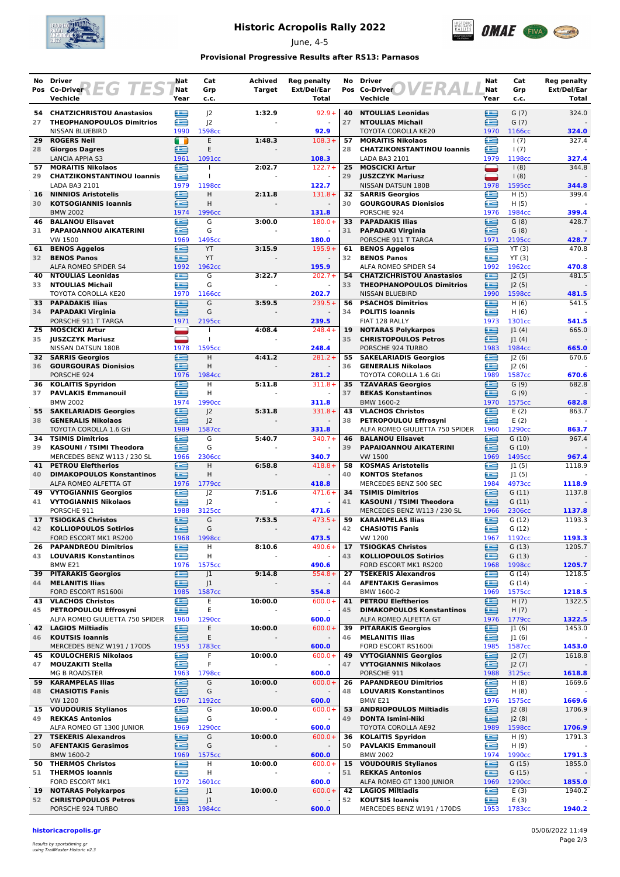# Historic Acropolis Rally 2022

June, 4-5

**Provisional Progressive Results after RS13: Parnasos**

## REG TEST

| No / Pos | Driver / Co-Driver / Vechicle | Nat / Nat / Year | Cat / Grp / c.c. | Achived Target | Reg penalty Ext/Del/Ear Total |
|---|---|---|---|---|---|
| 54 / 27 | **CHATZICHRISTOU Anastasios** / **THEOPHANOPOULOS Dimitrios** / NISSAN BLUEBIRD | GRE / GRE / 1990 | J2 / J2 / 1598cc | 1:32.9 | 92.9+ / - / **92.9** |
| 29 / 28 | **ROGERS Neil** / **Giorgos Dagres** / LANCIA APPIA S3 | IRL / GRE / 1961 | E / E / 1091cc | 1:48.3 | 108.3+ / - / **108.3** |
| 57 / 29 | **MORAITIS Nikolaos** / **CHATZIKONSTANTINOU Ioannis** / LADA BA3 2101 | GRE / GRE / 1979 | I / I / 1198cc | 2:02.7 | 122.7+ / - / **122.7** |
| 16 / 30 | **NINNIOS Aristotelis** / **KOTSOGIANNIS Ioannis** / BMW 2002 | GRE / GRE / 1974 | H / H / 1996cc | 2:11.8 | 131.8+ / - / **131.8** |
| 46 / 31 | **BALANOU Elisavet** / **PAPAIOANNOU AIKATERINI** / VW 1500 | GRE / GRE / 1969 | G / G / 1495cc | 3:00.0 | 180.0+ / - / **180.0** |
| 61 / 32 | **BENOS Aggelos** / **BENOS Panos** / ALFA ROMEO SPIDER S4 | GRE / GRE / 1992 | YT / YT / 1962cc | 3:15.9 | 195.9+ / - / **195.9** |
| 40 / 33 | **NTOULIAS Leonidas** / **NTOULIAS Michail** / TOYOTA COROLLA KE20 | GRE / GRE / 1970 | G / G / 1166cc | 3:22.7 | 202.7+ / - / **202.7** |
| 33 / 34 | **PAPADAKIS Ilias** / **PAPADAKI Virginia** / PORSCHE 911 T TARGA | GRE / GRE / 1971 | G / G / 2195cc | 3:59.5 | 239.5+ / - / **239.5** |
| 25 / 35 | **MOSCICKI Artur** / **JUSZCZYK Mariusz** / NISSAN DATSUN 180B | POL / POL / 1978 | I / I / 1595cc | 4:08.4 | 248.4+ / - / **248.4** |
| 32 / 36 | **SARRIS Georgios** / **GOURGOURAS Dionisios** / PORSCHE 924 | GRE / GRE / 1976 | H / H / 1984cc | 4:41.2 | 281.2+ / - / **281.2** |
| 36 / 37 | **KOLAITIS Spyridon** / **PAVLAKIS Emmanouil** / BMW 2002 | GRE / GRE / 1974 | H / H / 1990cc | 5:11.8 | 311.8+ / - / **311.8** |
| 55 / 38 | **SAKELARIADIS Georgios** / **GENERALIS Nikolaos** / TOYOTA COROLLA 1.6 Gti | GRE / GRE / 1989 | J2 / J2 / 1587cc | 5:31.8 | 331.8+ / - / **331.8** |
| 34 / 39 | **TSIMIS Dimitrios** / **KASOUNI / TSIMI Theodora** / MERCEDES BENZ W113 / 230 SL | GRE / GRE / 1966 | G / G / 2306cc | 5:40.7 | 340.7+ / - / **340.7** |
| 41 / 40 | **PETROU Eleftherios** / **DIMAKOPOULOS Konstantinos** / ALFA ROMEO ALFETTA GT | GRE / GRE / 1976 | H / H / 1779cc | 6:58.8 | 418.8+ / - / **418.8** |
| 49 / 41 | **VYTOGIANNIS Georgios** / **VYTOGIANNIS Nikolaos** / PORSCHE 911 | GRE / GRE / 1988 | J2 / J2 / 3125cc | 7:51.6 | 471.6+ / - / **471.6** |
| 17 / 42 | **TSIOGKAS Christos** / **KOLLIOPOULOS Sotirios** / FORD ESCORT MK1 RS200 | GRE / GRE / 1968 | G / G / 1998cc | 7:53.5 | 473.5+ / - / **473.5** |
| 26 / 43 | **PAPANDREOU Dimitrios** / **LOUVARIS Konstantinos** / BMW E21 | GRE / GRE / 1976 | H / H / 1575cc | 8:10.6 | 490.6+ / - / **490.6** |
| 39 / 44 | **PITARAKIS Georgios** / **MELANITIS Ilias** / FORD ESCORT RS1600i | GRE / GRE / 1985 | J1 / J1 / 1587cc | 9:14.8 | 554.8+ / - / **554.8** |
| 43 / 45 | **VLACHOS Christos** / **PETROPOULOU Effrosyni** / ALFA ROMEO GIULIETTA 750 SPIDER | GRE / GRE / 1960 | E / E / 1290cc | 10:00.0 | 600.0+ / - / **600.0** |
| 42 / 46 | **LAGIOS Miltiadis** / **KOUTSIS Ioannis** / MERCEDES BENZ W191 / 170DS | GRE / GRE / 1953 | E / E / 1783cc | 10:00.0 | 600.0+ / - / **600.0** |
| 45 / 47 | **KOULOCHERIS Nikolaos** / **MOUZAKITI Stella** / MG B ROADSTER | GRE / GRE / 1963 | F / F / 1798cc | 10:00.0 | 600.0+ / - / **600.0** |
| 59 / 48 | **KARAMPELAS Ilias** / **CHASIOTIS Fanis** / VW 1200 | GRE / GRE / 1967 | G / G / 1192cc | 10:00.0 | 600.0+ / - / **600.0** |
| 15 / 49 | **VOUDOURIS Stylianos** / **REKKAS Antonios** / ALFA ROMEO GT 1300 JUNIOR | GRE / GRE / 1969 | G / G / 1290cc | 10:00.0 | 600.0+ / - / **600.0** |
| 27 / 50 | **TSEKERIS Alexandros** / **AFENTAKIS Gerasimos** / BMW 1600-2 | GRE / GRE / 1969 | G / G / 1575cc | 10:00.0 | 600.0+ / - / **600.0** |
| 50 / 51 | **THERMOS Christos** / **THERMOS Ioannis** / FORD ESCORT MK1 | GRE / GRE / 1972 | H / H / 1601cc | 10:00.0 | 600.0+ / - / **600.0** |
| 19 / 52 | **NOTARAS Polykarpos** / **CHRISTOPOULOS Petros** / PORSCHE 924 TURBO | GRE / GRE / 1983 | J1 / J1 / 1984cc | 10:00.0 | 600.0+ / - / **600.0** |

## OVERALL

| No / Pos | Driver / Co-Driver / Vechicle | Nat / Nat / Year | Cat / Grp / c.c. | Reg penalty Ext/Del/Ear Total |
|---|---|---|---|---|
| 40 / 27 | **NTOULIAS Leonidas** / **NTOULIAS Michail** / TOYOTA COROLLA KE20 | GRE / GRE / 1970 | G (7) / G (7) / 1166cc | 324.0 / - / **324.0** |
| 57 / 28 | **MORAITIS Nikolaos** / **CHATZIKONSTANTINOU Ioannis** / LADA BA3 2101 | GRE / GRE / 1979 | I (7) / I (7) / 1198cc | 327.4 / - / **327.4** |
| 25 / 29 | **MOSCICKI Artur** / **JUSZCZYK Mariusz** / NISSAN DATSUN 180B | POL / POL / 1978 | I (8) / I (8) / 1595cc | 344.8 / - / **344.8** |
| 32 / 30 | **SARRIS Georgios** / **GOURGOURAS Dionisios** / PORSCHE 924 | GRE / GRE / 1976 | H (5) / H (5) / 1984cc | 399.4 / - / **399.4** |
| 33 / 31 | **PAPADAKIS Ilias** / **PAPADAKI Virginia** / PORSCHE 911 T TARGA | GRE / GRE / 1971 | G (8) / G (8) / 2195cc | 428.7 / - / **428.7** |
| 61 / 32 | **BENOS Aggelos** / **BENOS Panos** / ALFA ROMEO SPIDER S4 | GRE / GRE / 1992 | YT (3) / YT (3) / 1962cc | 470.8 / - / **470.8** |
| 54 / 33 | **CHATZICHRISTOU Anastasios** / **THEOPHANOPOULOS Dimitrios** / NISSAN BLUEBIRD | GRE / GRE / 1990 | J2 (5) / J2 (5) / 1598cc | 481.5 / - / **481.5** |
| 56 / 34 | **PSACHOS Dimitrios** / **POLITIS Ioannis** / FIAT 128 RALLY | GRE / GRE / 1973 | H (6) / H (6) / 1301cc | 541.5 / - / **541.5** |
| 19 / 35 | **NOTARAS Polykarpos** / **CHRISTOPOULOS Petros** / PORSCHE 924 TURBO | GRE / GRE / 1983 | J1 (4) / J1 (4) / 1984cc | 665.0 / - / **665.0** |
| 55 / 36 | **SAKELARIADIS Georgios** / **GENERALIS Nikolaos** / TOYOTA COROLLA 1.6 Gti | GRE / GRE / 1989 | J2 (6) / J2 (6) / 1587cc | 670.6 / - / **670.6** |
| 35 / 37 | **TZAVARAS Georgios** / **BEKAS Konstantinos** / BMW 1600-2 | GRE / GRE / 1970 | G (9) / G (9) / 1575cc | 682.8 / - / **682.8** |
| 43 / 38 | **VLACHOS Christos** / **PETROPOULOU Effrosyni** / ALFA ROMEO GIULIETTA 750 SPIDER | GRE / GRE / 1960 | E (2) / E (2) / 1290cc | 863.7 / - / **863.7** |
| 46 / 39 | **BALANOU Elisavet** / **PAPAIOANNOU AIKATERINI** / VW 1500 | GRE / GRE / 1969 | G (10) / G (10) / 1495cc | 967.4 / - / **967.4** |
| 58 / 40 | **KOSMAS Aristotelis** / **KONTOS Stefanos** / MERCEDES BENZ 500 SEC | GRE / GRE / 1984 | J1 (5) / J1 (5) / 4973cc | 1118.9 / - / **1118.9** |
| 34 / 41 | **TSIMIS Dimitrios** / **KASOUNI / TSIMI Theodora** / MERCEDES BENZ W113 / 230 SL | GRE / GRE / 1966 | G (11) / G (11) / 2306cc | 1137.8 / - / **1137.8** |
| 59 / 42 | **KARAMPELAS Ilias** / **CHASIOTIS Fanis** / VW 1200 | GRE / GRE / 1967 | G (12) / G (12) / 1192cc | 1193.3 / - / **1193.3** |
| 17 / 43 | **TSIOGKAS Christos** / **KOLLIOPOULOS Sotirios** / FORD ESCORT MK1 RS200 | GRE / GRE / 1968 | G (13) / G (13) / 1998cc | 1205.7 / - / **1205.7** |
| 27 / 44 | **TSEKERIS Alexandros** / **AFENTAKIS Gerasimos** / BMW 1600-2 | GRE / GRE / 1969 | G (14) / G (14) / 1575cc | 1218.5 / - / **1218.5** |
| 41 / 45 | **PETROU Eleftherios** / **DIMAKOPOULOS Konstantinos** / ALFA ROMEO ALFETTA GT | GRE / GRE / 1976 | H (7) / H (7) / 1779cc | 1322.5 / - / **1322.5** |
| 39 / 46 | **PITARAKIS Georgios** / **MELANITIS Ilias** / FORD ESCORT RS1600i | GRE / GRE / 1985 | J1 (6) / J1 (6) / 1587cc | 1453.0 / - / **1453.0** |
| 49 / 47 | **VYTOGIANNIS Georgios** / **VYTOGIANNIS Nikolaos** / PORSCHE 911 | GRE / GRE / 1988 | J2 (7) / J2 (7) / 3125cc | 1618.8 / - / **1618.8** |
| 26 / 48 | **PAPANDREOU Dimitrios** / **LOUVARIS Konstantinos** / BMW E21 | GRE / GRE / 1976 | H (8) / H (8) / 1575cc | 1669.6 / - / **1669.6** |
| 53 / 49 | **ANDRIOPOULOS Miltiadis** / **DONTA Ismini-Niki** / TOYOTA COROLLA AE92 | GRE / GRE / 1989 | J2 (8) / J2 (8) / 1598cc | 1706.9 / - / **1706.9** |
| 36 / 50 | **KOLAITIS Spyridon** / **PAVLAKIS Emmanouil** / BMW 2002 | GRE / GRE / 1974 | H (9) / H (9) / 1990cc | 1791.3 / - / **1791.3** |
| 15 / 51 | **VOUDOURIS Stylianos** / **REKKAS Antonios** / ALFA ROMEO GT 1300 JUNIOR | GRE / GRE / 1969 | G (15) / G (15) / 1290cc | 1855.0 / - / **1855.0** |
| 42 / 52 | **LAGIOS Miltiadis** / **KOUTSIS Ioannis** / MERCEDES BENZ W191 / 170DS | GRE / GRE / 1953 | E (3) / E (3) / 1783cc | 1940.2 / - / **1940.2** |

**historicacropolis.gr**

*Results by sportstiming.gr using TrailMaster Historic v2.3*

05/06/2022 11:49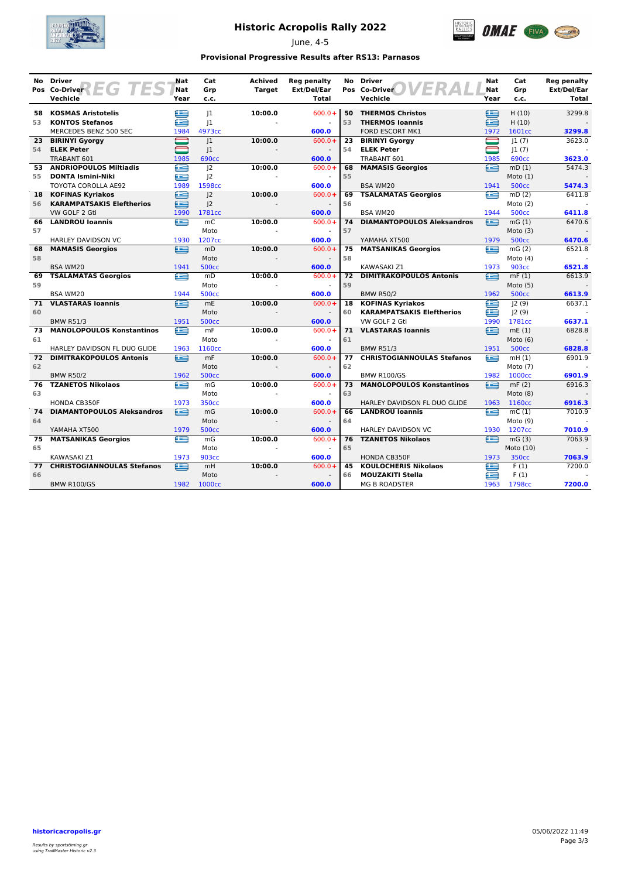# Historic Acropolis Rally 2022

June, 4-5

**Provisional Progressive Results after RS13: Parnasos**

## REG TEST

| No | Pos | Driver / Co-Driver / Vechicle | Nat | Year | Cat / Grp / c.c. | Achived | Target | Reg penalty Ext/Del/Ear | Total |
|---|---|---|---|---|---|---|---|---|---|
| 58 | 53 | **KOSMAS Aristotelis** / **KONTOS Stefanos** / MERCEDES BENZ 500 SEC | GRE / GRE | 1984 | J1 / J1 / 4973cc | 10:00.0 | - | 600.0+ / - | 600.0 |
| 23 | 54 | **BIRINYI Gyorgy** / **ELEK Peter** / TRABANT 601 | HUN / HUN | 1985 | J1 / J1 / 690cc | 10:00.0 | - | 600.0+ / - | 600.0 |
| 53 | 55 | **ANDRIOPOULOS Miltiadis** / **DONTA Ismini-Niki** / TOYOTA COROLLA AE92 | GRE / GRE | 1989 | J2 / J2 / 1598cc | 10:00.0 | - | 600.0+ / - | 600.0 |
| 18 | 56 | **KOFINAS Kyriakos** / **KARAMPATSAKIS Eleftherios** / VW GOLF 2 Gti | GRE / GRE | 1990 | J2 / J2 / 1781cc | 10:00.0 | - | 600.0+ / - | 600.0 |
| 66 | 57 | **LANDROU Ioannis** / HARLEY DAVIDSON VC | GRE | 1930 | mC / Moto / 1207cc | 10:00.0 | - | 600.0+ / - | 600.0 |
| 68 | 58 | **MAMASIS Georgios** / BSA WM20 | GRE | 1941 | mD / Moto / 500cc | 10:00.0 | - | 600.0+ / - | 600.0 |
| 69 | 59 | **TSALAMATAS Georgios** / BSA WM20 | GRE | 1944 | mD / Moto / 500cc | 10:00.0 | - | 600.0+ / - | 600.0 |
| 71 | 60 | **VLASTARAS Ioannis** / BMW R51/3 | GRE | 1951 | mE / Moto / 500cc | 10:00.0 | - | 600.0+ / - | 600.0 |
| 73 | 61 | **MANOLOPOULOS Konstantinos** / HARLEY DAVIDSON FL DUO GLIDE | GRE | 1963 | mF / Moto / 1160cc | 10:00.0 | - | 600.0+ / - | 600.0 |
| 72 | 62 | **DIMITRAKOPOULOS Antonis** / BMW R50/2 | GRE | 1962 | mF / Moto / 500cc | 10:00.0 | - | 600.0+ / - | 600.0 |
| 76 | 63 | **TZANETOS Nikolaos** / HONDA CB350F | GRE | 1973 | mG / Moto / 350cc | 10:00.0 | - | 600.0+ / - | 600.0 |
| 74 | 64 | **DIAMANTOPOULOS Aleksandros** / YAMAHA XT500 | GRE | 1979 | mG / Moto / 500cc | 10:00.0 | - | 600.0+ / - | 600.0 |
| 75 | 65 | **MATSANIKAS Georgios** / KAWASAKI Z1 | GRE | 1973 | mG / Moto / 903cc | 10:00.0 | - | 600.0+ / - | 600.0 |
| 77 | 66 | **CHRISTOGIANNOULAS Stefanos** / BMW R100/GS | GRE | 1982 | mH / Moto / 1000cc | 10:00.0 | - | 600.0+ / - | 600.0 |

## OVERALL

| No | Pos | Driver / Co-Driver / Vechicle | Nat | Year | Cat / Grp / c.c. | Reg penalty Ext/Del/Ear | Total |
|---|---|---|---|---|---|---|---|
| 50 | 53 | **THERMOS Christos** / **THERMOS Ioannis** / FORD ESCORT MK1 | GRE / GRE | 1972 | H (10) / H (10) / 1601cc | 3299.8 / - | 3299.8 |
| 23 | 54 | **BIRINYI Gyorgy** / **ELEK Peter** / TRABANT 601 | HUN / HUN | 1985 | J1 (7) / J1 (7) / 690cc | 3623.0 / - | 3623.0 |
| 68 | 55 | **MAMASIS Georgios** / BSA WM20 | GRE | 1941 | mD (1) / Moto (1) / 500cc | 5474.3 / - | 5474.3 |
| 69 | 56 | **TSALAMATAS Georgios** / BSA WM20 | GRE | 1944 | mD (2) / Moto (2) / 500cc | 6411.8 / - | 6411.8 |
| 74 | 57 | **DIAMANTOPOULOS Aleksandros** / YAMAHA XT500 | GRE | 1979 | mG (1) / Moto (3) / 500cc | 6470.6 / - | 6470.6 |
| 75 | 58 | **MATSANIKAS Georgios** / KAWASAKI Z1 | GRE | 1973 | mG (2) / Moto (4) / 903cc | 6521.8 / - | 6521.8 |
| 72 | 59 | **DIMITRAKOPOULOS Antonis** / BMW R50/2 | GRE | 1962 | mF (1) / Moto (5) / 500cc | 6613.9 / - | 6613.9 |
| 18 | 60 | **KOFINAS Kyriakos** / **KARAMPATSAKIS Eleftherios** / VW GOLF 2 Gti | GRE / GRE | 1990 | J2 (9) / J2 (9) / 1781cc | 6637.1 / - | 6637.1 |
| 71 | 61 | **VLASTARAS Ioannis** / BMW R51/3 | GRE | 1951 | mE (1) / Moto (6) / 500cc | 6828.8 / - | 6828.8 |
| 77 | 62 | **CHRISTOGIANNOULAS Stefanos** / BMW R100/GS | GRE | 1982 | mH (1) / Moto (7) / 1000cc | 6901.9 / - | 6901.9 |
| 73 | 63 | **MANOLOPOULOS Konstantinos** / HARLEY DAVIDSON FL DUO GLIDE | GRE | 1963 | mF (2) / Moto (8) / 1160cc | 6916.3 / - | 6916.3 |
| 66 | 64 | **LANDROU Ioannis** / HARLEY DAVIDSON VC | GRE | 1930 | mC (1) / Moto (9) / 1207cc | 7010.9 / - | 7010.9 |
| 76 | 65 | **TZANETOS Nikolaos** / HONDA CB350F | GRE | 1973 | mG (3) / Moto (10) / 350cc | 7063.9 / - | 7063.9 |
| 45 | 66 | **KOULOCHERIS Nikolaos** / **MOUZAKITI Stella** / MG B ROADSTER | GRE / GRE | 1963 | F (1) / F (1) / 1798cc | 7200.0 / - | 7200.0 |

historicacropolis.gr

05/06/2022 11:49

*Results by sportstiming.gr using TrailMaster Historic v2.3*